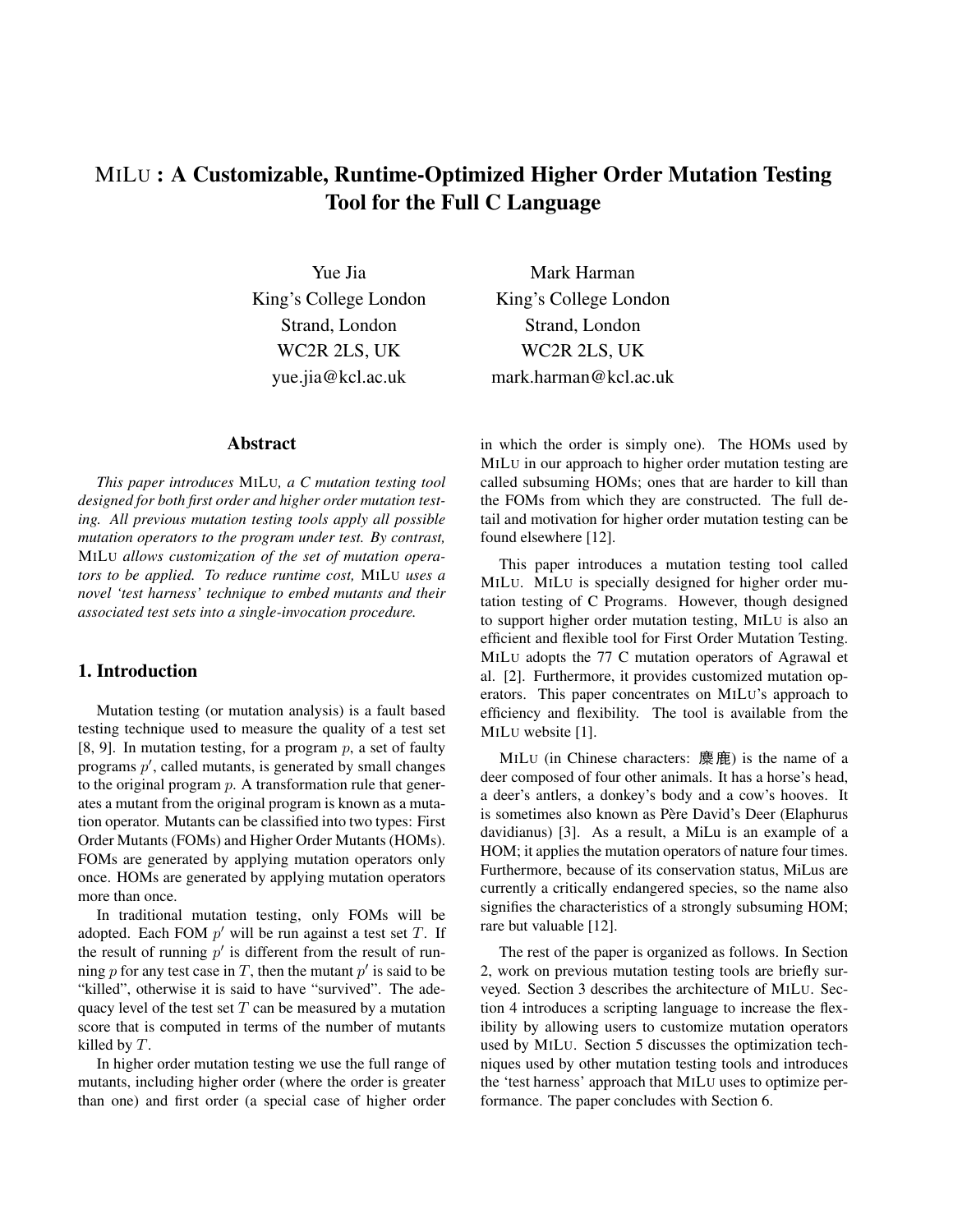# MILU : A Customizable, Runtime-Optimized Higher Order Mutation Testing Tool for the Full C Language

Yue Jia
King's College London
Strand, London
WC2R 2LS, UK
yue.jia@kcl.ac.uk

Mark Harman
King's College London
Strand, London
WC2R 2LS, UK
mark.harman@kcl.ac.uk

## Abstract

*This paper introduces* MILU*, a C mutation testing tool designed for both first order and higher order mutation testing. All previous mutation testing tools apply all possible mutation operators to the program under test. By contrast,* MILU *allows customization of the set of mutation operators to be applied. To reduce runtime cost,* MILU *uses a novel 'test harness' technique to embed mutants and their associated test sets into a single-invocation procedure.*

## 1. Introduction

Mutation testing (or mutation analysis) is a fault based testing technique used to measure the quality of a test set [8, 9]. In mutation testing, for a program $p$, a set of faulty programs $p'$, called mutants, is generated by small changes to the original program $p$. A transformation rule that generates a mutant from the original program is known as a mutation operator. Mutants can be classified into two types: First Order Mutants (FOMs) and Higher Order Mutants (HOMs). FOMs are generated by applying mutation operators only once. HOMs are generated by applying mutation operators more than once.

In traditional mutation testing, only FOMs will be adopted. Each FOM $p'$ will be run against a test set $T$. If the result of running $p'$ is different from the result of running $p$ for any test case in $T$, then the mutant $p'$ is said to be "killed", otherwise it is said to have "survived". The adequacy level of the test set $T$ can be measured by a mutation score that is computed in terms of the number of mutants killed by $T$.

In higher order mutation testing we use the full range of mutants, including higher order (where the order is greater than one) and first order (a special case of higher order in which the order is simply one). The HOMs used by MILU in our approach to higher order mutation testing are called subsuming HOMs; ones that are harder to kill than the FOMs from which they are constructed. The full detail and motivation for higher order mutation testing can be found elsewhere [12].

This paper introduces a mutation testing tool called MILU. MILU is specially designed for higher order mutation testing of C Programs. However, though designed to support higher order mutation testing, MILU is also an efficient and flexible tool for First Order Mutation Testing. MILU adopts the 77 C mutation operators of Agrawal et al. [2]. Furthermore, it provides customized mutation operators. This paper concentrates on MILU's approach to efficiency and flexibility. The tool is available from the MILU website [1].

MILU (in Chinese characters: 麋鹿) is the name of a deer composed of four other animals. It has a horse's head, a deer's antlers, a donkey's body and a cow's hooves. It is sometimes also known as Père David's Deer (Elaphurus davidianus) [3]. As a result, a MiLu is an example of a HOM; it applies the mutation operators of nature four times. Furthermore, because of its conservation status, MiLus are currently a critically endangered species, so the name also signifies the characteristics of a strongly subsuming HOM; rare but valuable [12].

The rest of the paper is organized as follows. In Section 2, work on previous mutation testing tools are briefly surveyed. Section 3 describes the architecture of MILU. Section 4 introduces a scripting language to increase the flexibility by allowing users to customize mutation operators used by MILU. Section 5 discusses the optimization techniques used by other mutation testing tools and introduces the 'test harness' approach that MILU uses to optimize performance. The paper concludes with Section 6.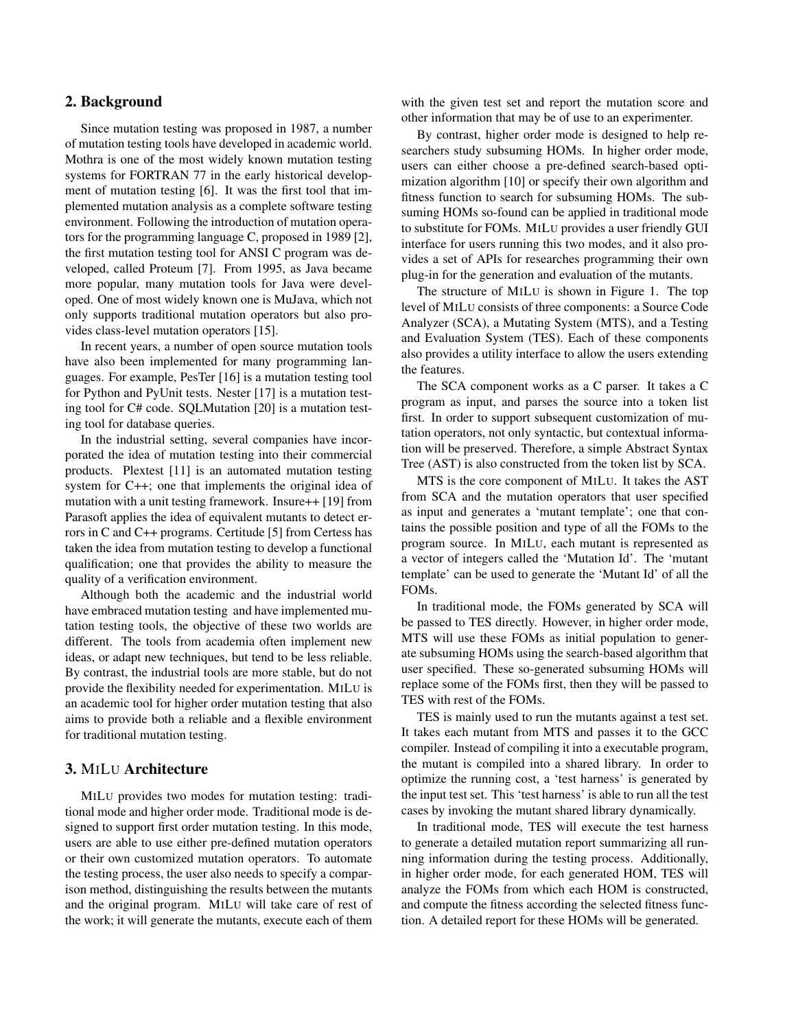## 2. Background

Since mutation testing was proposed in 1987, a number of mutation testing tools have developed in academic world. Mothra is one of the most widely known mutation testing systems for FORTRAN 77 in the early historical development of mutation testing [6]. It was the first tool that implemented mutation analysis as a complete software testing environment. Following the introduction of mutation operators for the programming language C, proposed in 1989 [2], the first mutation testing tool for ANSI C program was developed, called Proteum [7]. From 1995, as Java became more popular, many mutation tools for Java were developed. One of most widely known one is MuJava, which not only supports traditional mutation operators but also provides class-level mutation operators [15].

In recent years, a number of open source mutation tools have also been implemented for many programming languages. For example, PesTer [16] is a mutation testing tool for Python and PyUnit tests. Nester [17] is a mutation testing tool for C# code. SQLMutation [20] is a mutation testing tool for database queries.

In the industrial setting, several companies have incorporated the idea of mutation testing into their commercial products. Plextest [11] is an automated mutation testing system for C++; one that implements the original idea of mutation with a unit testing framework. Insure++ [19] from Parasoft applies the idea of equivalent mutants to detect errors in C and C++ programs. Certitude [5] from Certess has taken the idea from mutation testing to develop a functional qualification; one that provides the ability to measure the quality of a verification environment.

Although both the academic and the industrial world have embraced mutation testing and have implemented mutation testing tools, the objective of these two worlds are different. The tools from academia often implement new ideas, or adapt new techniques, but tend to be less reliable. By contrast, the industrial tools are more stable, but do not provide the flexibility needed for experimentation. MILU is an academic tool for higher order mutation testing that also aims to provide both a reliable and a flexible environment for traditional mutation testing.

## 3. MILU Architecture

MILU provides two modes for mutation testing: traditional mode and higher order mode. Traditional mode is designed to support first order mutation testing. In this mode, users are able to use either pre-defined mutation operators or their own customized mutation operators. To automate the testing process, the user also needs to specify a comparison method, distinguishing the results between the mutants and the original program. MILU will take care of rest of the work; it will generate the mutants, execute each of them with the given test set and report the mutation score and other information that may be of use to an experimenter.

By contrast, higher order mode is designed to help researchers study subsuming HOMs. In higher order mode, users can either choose a pre-defined search-based optimization algorithm [10] or specify their own algorithm and fitness function to search for subsuming HOMs. The subsuming HOMs so-found can be applied in traditional mode to substitute for FOMs. MILU provides a user friendly GUI interface for users running this two modes, and it also provides a set of APIs for researches programming their own plug-in for the generation and evaluation of the mutants.

The structure of MILU is shown in Figure 1. The top level of MILU consists of three components: a Source Code Analyzer (SCA), a Mutating System (MTS), and a Testing and Evaluation System (TES). Each of these components also provides a utility interface to allow the users extending the features.

The SCA component works as a C parser. It takes a C program as input, and parses the source into a token list first. In order to support subsequent customization of mutation operators, not only syntactic, but contextual information will be preserved. Therefore, a simple Abstract Syntax Tree (AST) is also constructed from the token list by SCA.

MTS is the core component of MILU. It takes the AST from SCA and the mutation operators that user specified as input and generates a 'mutant template'; one that contains the possible position and type of all the FOMs to the program source. In MILU, each mutant is represented as a vector of integers called the 'Mutation Id'. The 'mutant template' can be used to generate the 'Mutant Id' of all the FOMs.

In traditional mode, the FOMs generated by SCA will be passed to TES directly. However, in higher order mode, MTS will use these FOMs as initial population to generate subsuming HOMs using the search-based algorithm that user specified. These so-generated subsuming HOMs will replace some of the FOMs first, then they will be passed to TES with rest of the FOMs.

TES is mainly used to run the mutants against a test set. It takes each mutant from MTS and passes it to the GCC compiler. Instead of compiling it into a executable program, the mutant is compiled into a shared library. In order to optimize the running cost, a 'test harness' is generated by the input test set. This 'test harness' is able to run all the test cases by invoking the mutant shared library dynamically.

In traditional mode, TES will execute the test harness to generate a detailed mutation report summarizing all running information during the testing process. Additionally, in higher order mode, for each generated HOM, TES will analyze the FOMs from which each HOM is constructed, and compute the fitness according the selected fitness function. A detailed report for these HOMs will be generated.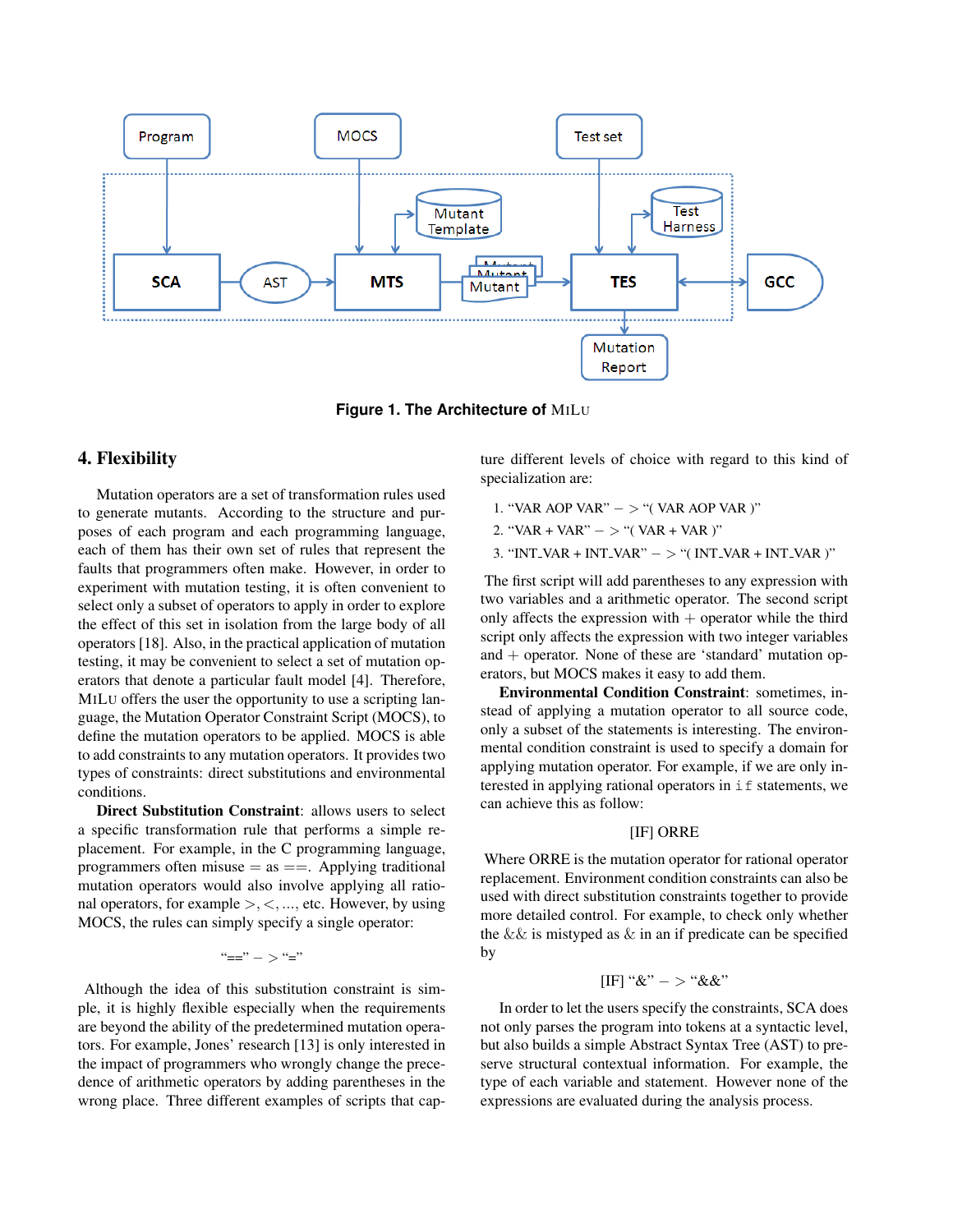**Figure 1. The Architecture of MILU**

## 4. Flexibility

Mutation operators are a set of transformation rules used to generate mutants. According to the structure and purposes of each program and each programming language, each of them has their own set of rules that represent the faults that programmers often make. However, in order to experiment with mutation testing, it is often convenient to select only a subset of operators to apply in order to explore the effect of this set in isolation from the large body of all operators [18]. Also, in the practical application of mutation testing, it may be convenient to select a set of mutation operators that denote a particular fault model [4]. Therefore, MILU offers the user the opportunity to use a scripting language, the Mutation Operator Constraint Script (MOCS), to define the mutation operators to be applied. MOCS is able to add constraints to any mutation operators. It provides two types of constraints: direct substitutions and environmental conditions.

**Direct Substitution Constraint**: allows users to select a specific transformation rule that performs a simple replacement. For example, in the C programming language, programmers often misuse $=$ as $==$. Applying traditional mutation operators would also involve applying all rational operators, for example $>, <, ...,$ etc. However, by using MOCS, the rules can simply specify a single operator:

“==” $->$ “=”

Although the idea of this substitution constraint is simple, it is highly flexible especially when the requirements are beyond the ability of the predetermined mutation operators. For example, Jones' research [13] is only interested in the impact of programmers who wrongly change the precedence of arithmetic operators by adding parentheses in the wrong place. Three different examples of scripts that capture different levels of choice with regard to this kind of specialization are:

1. “VAR AOP VAR” $->$ “( VAR AOP VAR )”
2. “VAR + VAR” $->$ “( VAR + VAR )”
3. “INT_VAR + INT_VAR” $->$ “( INT_VAR + INT_VAR )”

The first script will add parentheses to any expression with two variables and a arithmetic operator. The second script only affects the expression with $+$ operator while the third script only affects the expression with two integer variables and $+$ operator. None of these are ‘standard’ mutation operators, but MOCS makes it easy to add them.

**Environmental Condition Constraint**: sometimes, instead of applying a mutation operator to all source code, only a subset of the statements is interesting. The environmental condition constraint is used to specify a domain for applying mutation operator. For example, if we are only interested in applying rational operators in `if` statements, we can achieve this as follow:

[IF] ORRE

Where ORRE is the mutation operator for rational operator replacement. Environment condition constraints can also be used with direct substitution constraints together to provide more detailed control. For example, to check only whether the && is mistyped as & in an if predicate can be specified by

[IF] “&” $->$ “&&”

In order to let the users specify the constraints, SCA does not only parses the program into tokens at a syntactic level, but also builds a simple Abstract Syntax Tree (AST) to preserve structural contextual information. For example, the type of each variable and statement. However none of the expressions are evaluated during the analysis process.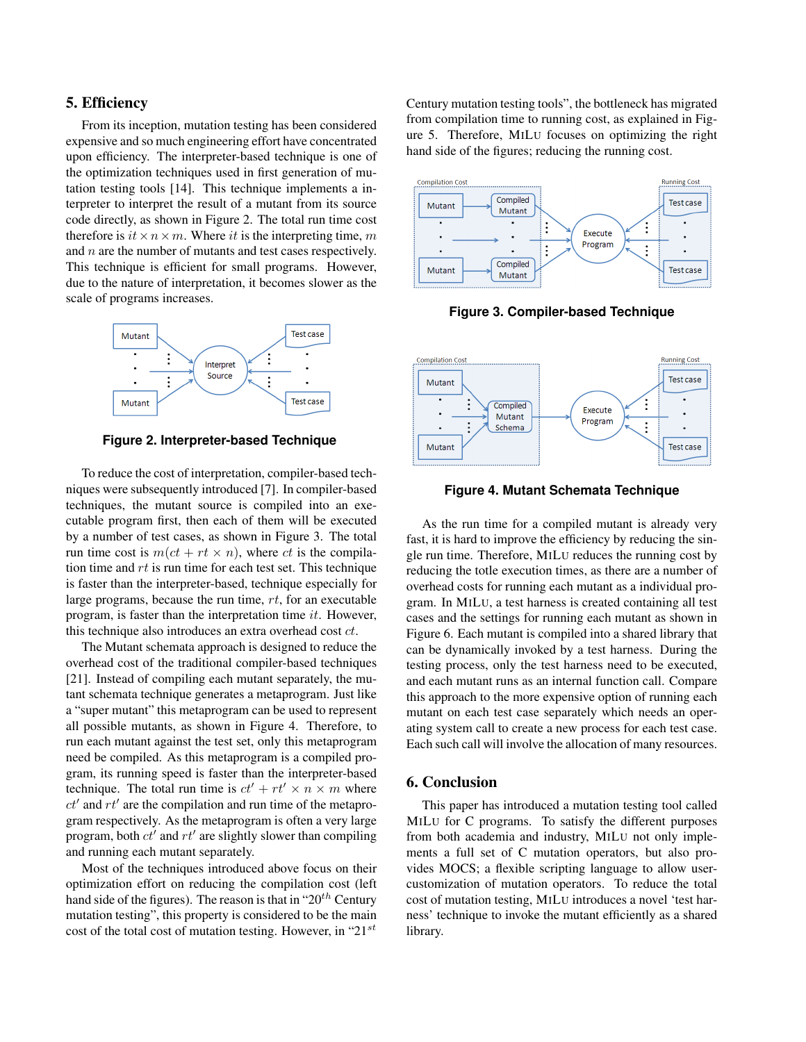## 5. Efficiency

From its inception, mutation testing has been considered expensive and so much engineering effort have concentrated upon efficiency. The interpreter-based technique is one of the optimization techniques used in first generation of mutation testing tools [14]. This technique implements a interpreter to interpret the result of a mutant from its source code directly, as shown in Figure 2. The total run time cost therefore is $it \times n \times m$. Where $it$ is the interpreting time, $m$ and $n$ are the number of mutants and test cases respectively. This technique is efficient for small programs. However, due to the nature of interpretation, it becomes slower as the scale of programs increases.

**Figure 2. Interpreter-based Technique**

To reduce the cost of interpretation, compiler-based techniques were subsequently introduced [7]. In compiler-based techniques, the mutant source is compiled into an executable program first, then each of them will be executed by a number of test cases, as shown in Figure 3. The total run time cost is $m(ct + rt \times n)$, where $ct$ is the compilation time and $rt$ is run time for each test set. This technique is faster than the interpreter-based, technique especially for large programs, because the run time, $rt$, for an executable program, is faster than the interpretation time $it$. However, this technique also introduces an extra overhead cost $ct$.

The Mutant schemata approach is designed to reduce the overhead cost of the traditional compiler-based techniques [21]. Instead of compiling each mutant separately, the mutant schemata technique generates a metaprogram. Just like a "super mutant" this metaprogram can be used to represent all possible mutants, as shown in Figure 4. Therefore, to run each mutant against the test set, only this metaprogram need be compiled. As this metaprogram is a compiled program, its running speed is faster than the interpreter-based technique. The total run time is $ct' + rt' \times n \times m$ where $ct'$ and $rt'$ are the compilation and run time of the metaprogram respectively. As the metaprogram is often a very large program, both $ct'$ and $rt'$ are slightly slower than compiling and running each mutant separately.

Most of the techniques introduced above focus on their optimization effort on reducing the compilation cost (left hand side of the figures). The reason is that in "20$^{th}$ Century mutation testing", this property is considered to be the main cost of the total cost of mutation testing. However, in "21$^{st}$ Century mutation testing tools", the bottleneck has migrated from compilation time to running cost, as explained in Figure 5. Therefore, MILU focuses on optimizing the right hand side of the figures; reducing the running cost.

**Figure 3. Compiler-based Technique**

**Figure 4. Mutant Schemata Technique**

As the run time for a compiled mutant is already very fast, it is hard to improve the efficiency by reducing the single run time. Therefore, MILU reduces the running cost by reducing the totle execution times, as there are a number of overhead costs for running each mutant as a individual program. In MILU, a test harness is created containing all test cases and the settings for running each mutant as shown in Figure 6. Each mutant is compiled into a shared library that can be dynamically invoked by a test harness. During the testing process, only the test harness need to be executed, and each mutant runs as an internal function call. Compare this approach to the more expensive option of running each mutant on each test case separately which needs an operating system call to create a new process for each test case. Each such call will involve the allocation of many resources.

## 6. Conclusion

This paper has introduced a mutation testing tool called MILU for C programs. To satisfy the different purposes from both academia and industry, MILU not only implements a full set of C mutation operators, but also provides MOCS; a flexible scripting language to allow user-customization of mutation operators. To reduce the total cost of mutation testing, MILU introduces a novel 'test harness' technique to invoke the mutant efficiently as a shared library.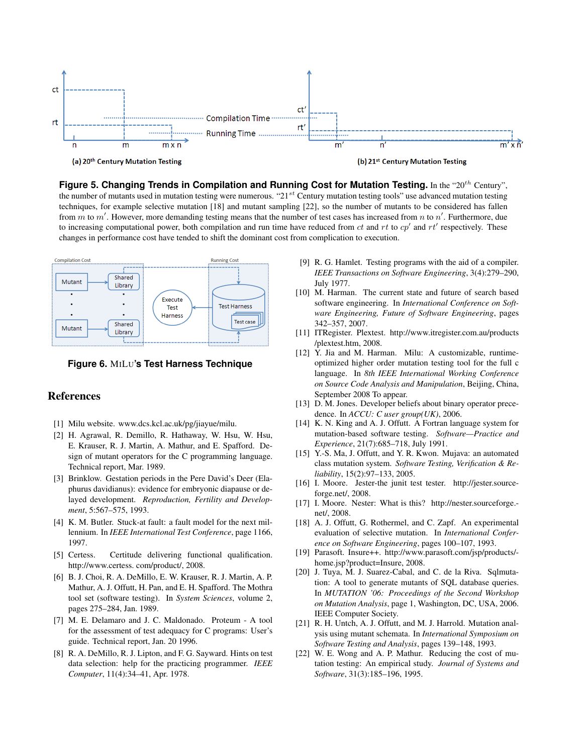ct

rt

n

m

m x n

Compilation Time

Running Time

ct'

rt'

m'

n'

m' x n'

(a) 20th Century Mutation Testing

(b) 21st Century Mutation Testing

**Figure 5. Changing Trends in Compilation and Running Cost for Mutation Testing.** In the "$20^{th}$ Century", the number of mutants used in mutation testing were numerous. "$21^{st}$ Century mutation testing tools" use advanced mutation testing techniques, for example selective mutation [18] and mutant sampling [22], so the number of mutants to be considered has fallen from $m$ to $m'$. However, more demanding testing means that the number of test cases has increased from $n$ to $n'$. Furthermore, due to increasing computational power, both compilation and run time have reduced from $ct$ and $rt$ to $cp'$ and $rt'$ respectively. These changes in performance cost have tended to shift the dominant cost from compilation to execution.

Compilation Cost

Running Cost

Mutant

Shared Library

Mutant

Shared Library

Execute Test Harness

Test Harness

Test case

**Figure 6. MILU's Test Harness Technique**

## References

[1] Milu website. www.dcs.kcl.ac.uk/pg/jiayue/milu.

[2] H. Agrawal, R. Demillo, R. Hathaway, W. Hsu, W. Hsu, E. Krauser, R. J. Martin, A. Mathur, and E. Spafford. Design of mutant operators for the C programming language. Technical report, Mar. 1989.

[3] Brinklow. Gestation periods in the Pere David's Deer (Elaphurus davidianus): evidence for embryonic diapause or delayed development. *Reproduction, Fertility and Development*, 5:567–575, 1993.

[4] K. M. Butler. Stuck-at fault: a fault model for the next millennium. In *IEEE International Test Conference*, page 1166, 1997.

[5] Certess. Certitude delivering functional qualification. http://www.certess. com/product/, 2008.

[6] B. J. Choi, R. A. DeMillo, E. W. Krauser, R. J. Martin, A. P. Mathur, A. J. Offutt, H. Pan, and E. H. Spafford. The Mothra tool set (software testing). In *System Sciences*, volume 2, pages 275–284, Jan. 1989.

[7] M. E. Delamaro and J. C. Maldonado. Proteum - A tool for the assessment of test adequacy for C programs: User's guide. Technical report, Jan. 20 1996.

[8] R. A. DeMillo, R. J. Lipton, and F. G. Sayward. Hints on test data selection: help for the practicing programmer. *IEEE Computer*, 11(4):34–41, Apr. 1978.

[9] R. G. Hamlet. Testing programs with the aid of a compiler. *IEEE Transactions on Software Engineering*, 3(4):279–290, July 1977.

[10] M. Harman. The current state and future of search based software engineering. In *International Conference on Software Engineering, Future of Software Engineering*, pages 342–357, 2007.

[11] ITRegister. Plextest. http://www.itregister.com.au/products /plextest.htm, 2008.

[12] Y. Jia and M. Harman. Milu: A customizable, runtime-optimized higher order mutation testing tool for the full c language. In *8th IEEE International Working Conference on Source Code Analysis and Manipulation*, Beijing, China, September 2008 To appear.

[13] D. M. Jones. Developer beliefs about binary operator precedence. In *ACCU: C user group(UK)*, 2006.

[14] K. N. King and A. J. Offutt. A Fortran language system for mutation-based software testing. *Software—Practice and Experience*, 21(7):685–718, July 1991.

[15] Y.-S. Ma, J. Offutt, and Y. R. Kwon. Mujava: an automated class mutation system. *Software Testing, Verification & Reliability*, 15(2):97–133, 2005.

[16] I. Moore. Jester-the junit test tester. http://jester.sourceforge.net/, 2008.

[17] I. Moore. Nester: What is this? http://nester.sourceforge.net/, 2008.

[18] A. J. Offutt, G. Rothermel, and C. Zapf. An experimental evaluation of selective mutation. In *International Conference on Software Engineering*, pages 100–107, 1993.

[19] Parasoft. Insure++. http://www.parasoft.com/jsp/products/home.jsp?product=Insure, 2008.

[20] J. Tuya, M. J. Suarez-Cabal, and C. de la Riva. Sqlmutation: A tool to generate mutants of SQL database queries. In *MUTATION '06: Proceedings of the Second Workshop on Mutation Analysis*, page 1, Washington, DC, USA, 2006. IEEE Computer Society.

[21] R. H. Untch, A. J. Offutt, and M. J. Harrold. Mutation analysis using mutant schemata. In *International Symposium on Software Testing and Analysis*, pages 139–148, 1993.

[22] W. E. Wong and A. P. Mathur. Reducing the cost of mutation testing: An empirical study. *Journal of Systems and Software*, 31(3):185–196, 1995.